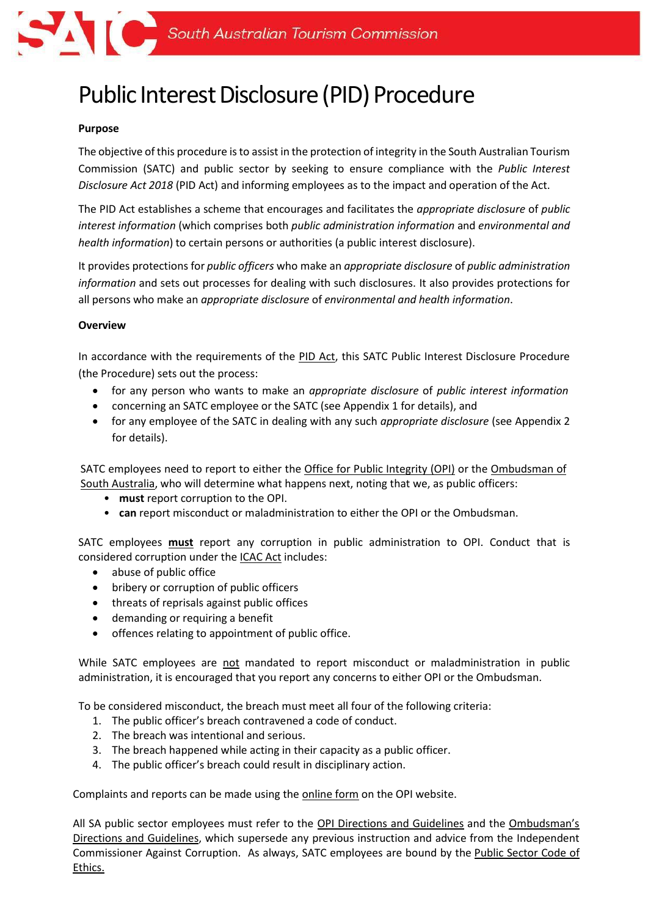# Public Interest Disclosure (PID) Procedure

**Purpose**

The objective of this procedure is to assist in the protection of integrity in the South Australian Tourism Commission (SATC) and public sector by seeking to ensure compliance with the *Public Interest Disclosure Act 2018* (PID Act) and informing employees as to the impact and operation of the Act.

The PID Act establishes a scheme that encourages and facilitates the *appropriate disclosure* of *public interest information* (which comprises both *public administration information* and *environmental and health information*) to certain persons or authorities (a public interest disclosure).

It provides protections for *public officers* who make an *appropriate disclosure* of *public administration information* and sets out processes for dealing with such disclosures. It also provides protections for all persons who make an *appropriate disclosure* of *environmental and health information*.

**Overview**

In accordance with the requirements of the PID Act, this SATC Public Interest Disclosure Procedure (the Procedure) sets out the process:

- for any person who wants to make an *appropriate disclosure* of *public interest information*
- concerning an SATC employee or the SATC (see Appendix 1 for details), and
- for any employee of the SATC in dealing with any such *appropriate disclosure* (see Appendix 2 for details).

SATC employees need to report to either the Office for Public Integrity (OPI) or the Ombudsman of South Australia, who will determine what happens next, noting that we, as public officers:

- **must** report corruption to the OPI.
- **can** report misconduct or maladministration to either the OPI or the Ombudsman.

SATC employees **must** report any corruption in public administration to OPI. Conduct that is considered corruption under the ICAC Act includes:

- abuse of public office
- bribery or corruption of public officers
- threats of reprisals against public offices
- demanding or requiring a benefit
- offences relating to appointment of public office.

While SATC employees are not mandated to report misconduct or maladministration in public administration, it is encouraged that you report any concerns to either OPI or the Ombudsman.

To be considered misconduct, the breach must meet all four of the following criteria:

1. The public officer's breach contravened a code of conduct.
2. The breach was intentional and serious.
3. The breach happened while acting in their capacity as a public officer.
4. The public officer's breach could result in disciplinary action.

Complaints and reports can be made using the online form on the OPI website.

All SA public sector employees must refer to the OPI Directions and Guidelines and the Ombudsman's Directions and Guidelines, which supersede any previous instruction and advice from the Independent Commissioner Against Corruption. As always, SATC employees are bound by the Public Sector Code of Ethics.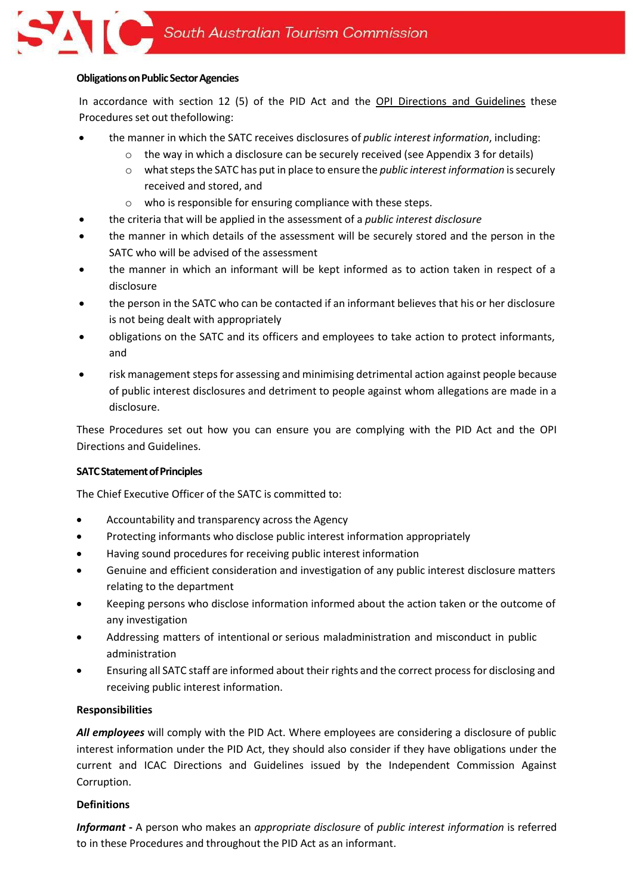**Obligations on Public Sector Agencies**

In accordance with section 12 (5) of the PID Act and the OPI Directions and Guidelines these Procedures set out thefollowing:

- the manner in which the SATC receives disclosures of *public interest information*, including:
  - the way in which a disclosure can be securely received (see Appendix 3 for details)
  - what steps the SATC has put in place to ensure the *public interest information* is securely received and stored, and
  - who is responsible for ensuring compliance with these steps.
- the criteria that will be applied in the assessment of a *public interest disclosure*
- the manner in which details of the assessment will be securely stored and the person in the SATC who will be advised of the assessment
- the manner in which an informant will be kept informed as to action taken in respect of a disclosure
- the person in the SATC who can be contacted if an informant believes that his or her disclosure is not being dealt with appropriately
- obligations on the SATC and its officers and employees to take action to protect informants, and
- risk management steps for assessing and minimising detrimental action against people because of public interest disclosures and detriment to people against whom allegations are made in a disclosure.

These Procedures set out how you can ensure you are complying with the PID Act and the OPI Directions and Guidelines.

**SATC Statement of Principles**

The Chief Executive Officer of the SATC is committed to:

- Accountability and transparency across the Agency
- Protecting informants who disclose public interest information appropriately
- Having sound procedures for receiving public interest information
- Genuine and efficient consideration and investigation of any public interest disclosure matters relating to the department
- Keeping persons who disclose information informed about the action taken or the outcome of any investigation
- Addressing matters of intentional or serious maladministration and misconduct in public administration
- Ensuring all SATC staff are informed about their rights and the correct process for disclosing and receiving public interest information.

**Responsibilities**

***All employees*** will comply with the PID Act. Where employees are considering a disclosure of public interest information under the PID Act, they should also consider if they have obligations under the current and ICAC Directions and Guidelines issued by the Independent Commission Against Corruption.

**Definitions**

***Informant*** **-** A person who makes an *appropriate disclosure* of *public interest information* is referred to in these Procedures and throughout the PID Act as an informant.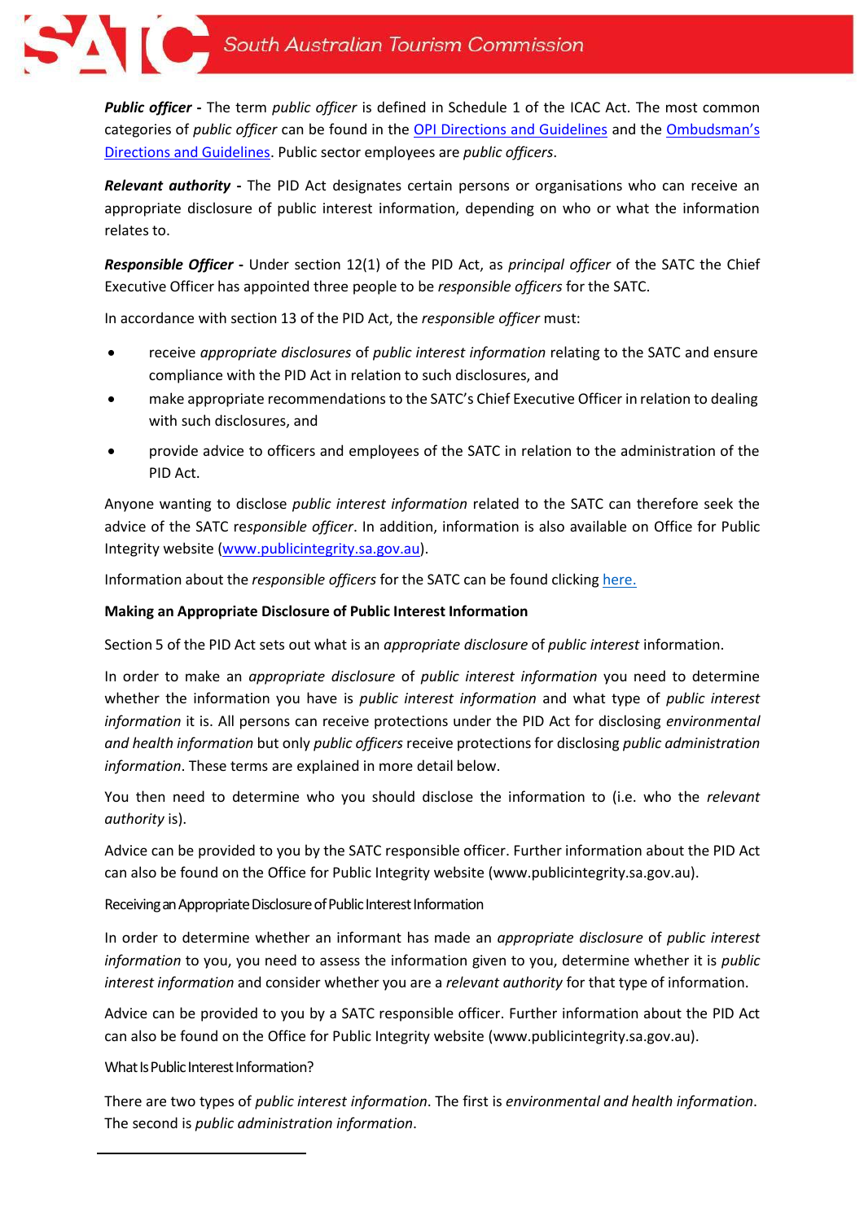***Public officer* -** The term *public officer* is defined in Schedule 1 of the ICAC Act. The most common categories of *public officer* can be found in the OPI Directions and Guidelines and the Ombudsman's Directions and Guidelines. Public sector employees are *public officers*.

***Relevant authority* -** The PID Act designates certain persons or organisations who can receive an appropriate disclosure of public interest information, depending on who or what the information relates to.

***Responsible Officer* -** Under section 12(1) of the PID Act, as *principal officer* of the SATC the Chief Executive Officer has appointed three people to be *responsible officers* for the SATC.

In accordance with section 13 of the PID Act, the *responsible officer* must:

- receive *appropriate disclosures* of *public interest information* relating to the SATC and ensure compliance with the PID Act in relation to such disclosures, and
- make appropriate recommendations to the SATC's Chief Executive Officer in relation to dealing with such disclosures, and
- provide advice to officers and employees of the SATC in relation to the administration of the PID Act.

Anyone wanting to disclose *public interest information* related to the SATC can therefore seek the advice of the SATC re*sponsible officer*. In addition, information is also available on Office for Public Integrity website (www.publicintegrity.sa.gov.au).

Information about the *responsible officers* for the SATC can be found clicking here.

**Making an Appropriate Disclosure of Public Interest Information**

Section 5 of the PID Act sets out what is an *appropriate disclosure* of *public interest* information.

In order to make an *appropriate disclosure* of *public interest information* you need to determine whether the information you have is *public interest information* and what type of *public interest information* it is. All persons can receive protections under the PID Act for disclosing *environmental and health information* but only *public officers* receive protections for disclosing *public administration information*. These terms are explained in more detail below.

You then need to determine who you should disclose the information to (i.e. who the *relevant authority* is).

Advice can be provided to you by the SATC responsible officer. Further information about the PID Act can also be found on the Office for Public Integrity website (www.publicintegrity.sa.gov.au).

Receiving an Appropriate Disclosure of Public Interest Information

In order to determine whether an informant has made an *appropriate disclosure* of *public interest information* to you, you need to assess the information given to you, determine whether it is *public interest information* and consider whether you are a *relevant authority* for that type of information.

Advice can be provided to you by a SATC responsible officer. Further information about the PID Act can also be found on the Office for Public Integrity website (www.publicintegrity.sa.gov.au).

What Is Public Interest Information?

There are two types of *public interest information*. The first is *environmental and health information*. The second is *public administration information*.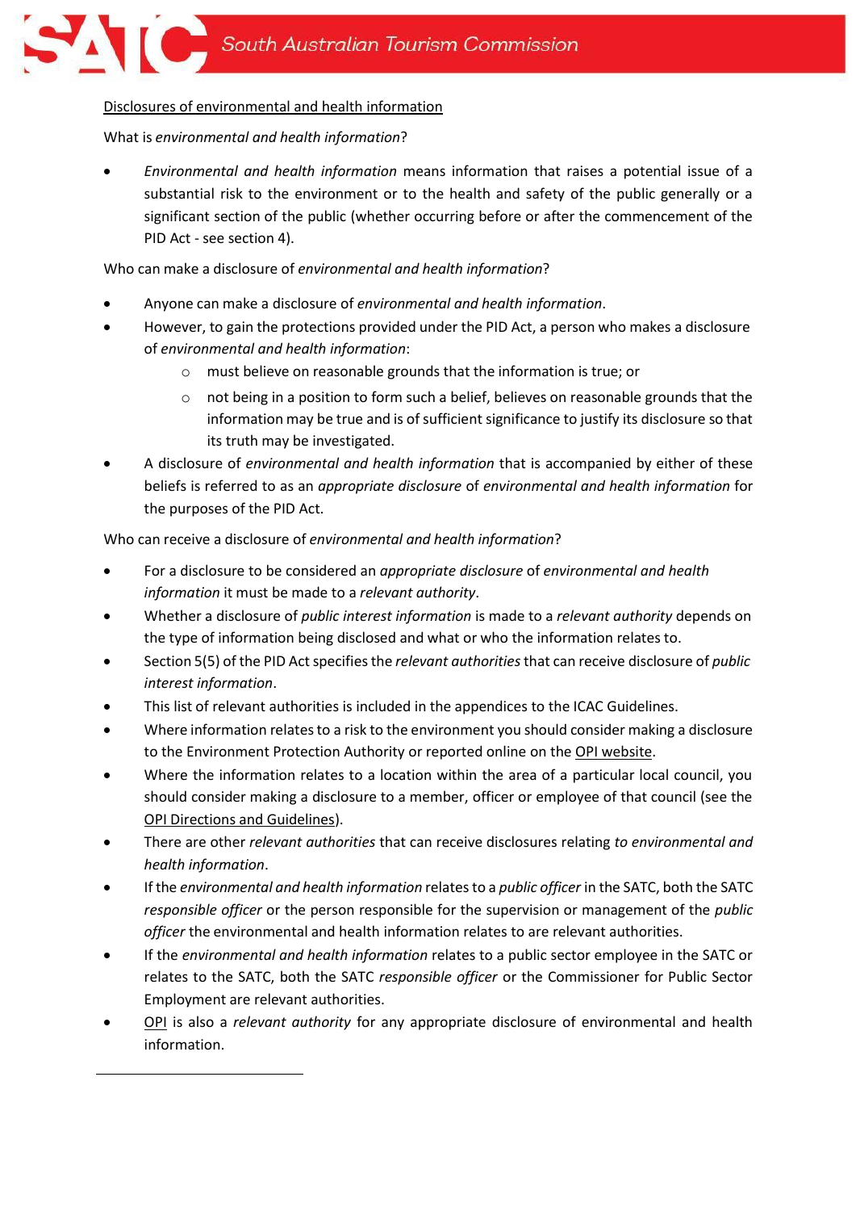Disclosures of environmental and health information

What is *environmental and health information*?

- *Environmental and health information* means information that raises a potential issue of a substantial risk to the environment or to the health and safety of the public generally or a significant section of the public (whether occurring before or after the commencement of the PID Act - see section 4).

Who can make a disclosure of *environmental and health information*?

- Anyone can make a disclosure of *environmental and health information*.
- However, to gain the protections provided under the PID Act, a person who makes a disclosure of *environmental and health information*:
  - must believe on reasonable grounds that the information is true; or
  - not being in a position to form such a belief, believes on reasonable grounds that the information may be true and is of sufficient significance to justify its disclosure so that its truth may be investigated.
- A disclosure of *environmental and health information* that is accompanied by either of these beliefs is referred to as an *appropriate disclosure* of *environmental and health information* for the purposes of the PID Act.

Who can receive a disclosure of *environmental and health information*?

- For a disclosure to be considered an *appropriate disclosure* of *environmental and health information* it must be made to a *relevant authority*.
- Whether a disclosure of *public interest information* is made to a *relevant authority* depends on the type of information being disclosed and what or who the information relates to.
- Section 5(5) of the PID Act specifies the *relevant authorities* that can receive disclosure of *public interest information*.
- This list of relevant authorities is included in the appendices to the ICAC Guidelines.
- Where information relates to a risk to the environment you should consider making a disclosure to the Environment Protection Authority or reported online on the OPI website.
- Where the information relates to a location within the area of a particular local council, you should consider making a disclosure to a member, officer or employee of that council (see the OPI Directions and Guidelines).
- There are other *relevant authorities* that can receive disclosures relating *to environmental and health information*.
- If the *environmental and health information* relates to a *public officer* in the SATC, both the SATC *responsible officer* or the person responsible for the supervision or management of the *public officer* the environmental and health information relates to are relevant authorities.
- If the *environmental and health information* relates to a public sector employee in the SATC or relates to the SATC, both the SATC *responsible officer* or the Commissioner for Public Sector Employment are relevant authorities.
- OPI is also a *relevant authority* for any appropriate disclosure of environmental and health information.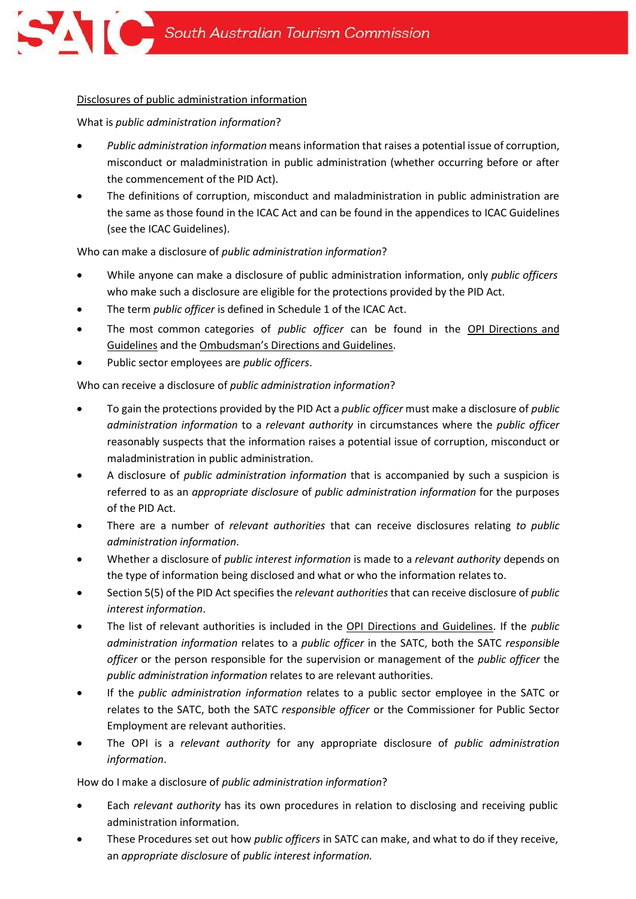<u>Disclosures of public administration information</u>

What is *public administration information*?

- *Public administration information* means information that raises a potential issue of corruption, misconduct or maladministration in public administration (whether occurring before or after the commencement of the PID Act).
- The definitions of corruption, misconduct and maladministration in public administration are the same as those found in the ICAC Act and can be found in the appendices to ICAC Guidelines (see the ICAC Guidelines).

Who can make a disclosure of *public administration information*?

- While anyone can make a disclosure of public administration information, only *public officers* who make such a disclosure are eligible for the protections provided by the PID Act.
- The term *public officer* is defined in Schedule 1 of the ICAC Act.
- The most common categories of *public officer* can be found in the <u>OPI Directions and Guidelines</u> and the <u>Ombudsman's Directions and Guidelines</u>.
- Public sector employees are *public officers*.

Who can receive a disclosure of *public administration information*?

- To gain the protections provided by the PID Act a *public officer* must make a disclosure of *public administration information* to a *relevant authority* in circumstances where the *public officer* reasonably suspects that the information raises a potential issue of corruption, misconduct or maladministration in public administration.
- A disclosure of *public administration information* that is accompanied by such a suspicion is referred to as an *appropriate disclosure* of *public administration information* for the purposes of the PID Act.
- There are a number of *relevant authorities* that can receive disclosures relating *to public administration information*.
- Whether a disclosure of *public interest information* is made to a *relevant authority* depends on the type of information being disclosed and what or who the information relates to.
- Section 5(5) of the PID Act specifies the *relevant authorities* that can receive disclosure of *public interest information*.
- The list of relevant authorities is included in the <u>OPI Directions and Guidelines</u>. If the *public administration information* relates to a *public officer* in the SATC, both the SATC *responsible officer* or the person responsible for the supervision or management of the *public officer* the *public administration information* relates to are relevant authorities.
- If the *public administration information* relates to a public sector employee in the SATC or relates to the SATC, both the SATC *responsible officer* or the Commissioner for Public Sector Employment are relevant authorities.
- The OPI is a *relevant authority* for any appropriate disclosure of *public administration information*.

How do I make a disclosure of *public administration information*?

- Each *relevant authority* has its own procedures in relation to disclosing and receiving public administration information.
- These Procedures set out how *public officers* in SATC can make, and what to do if they receive, an *appropriate disclosure* of *public interest information.*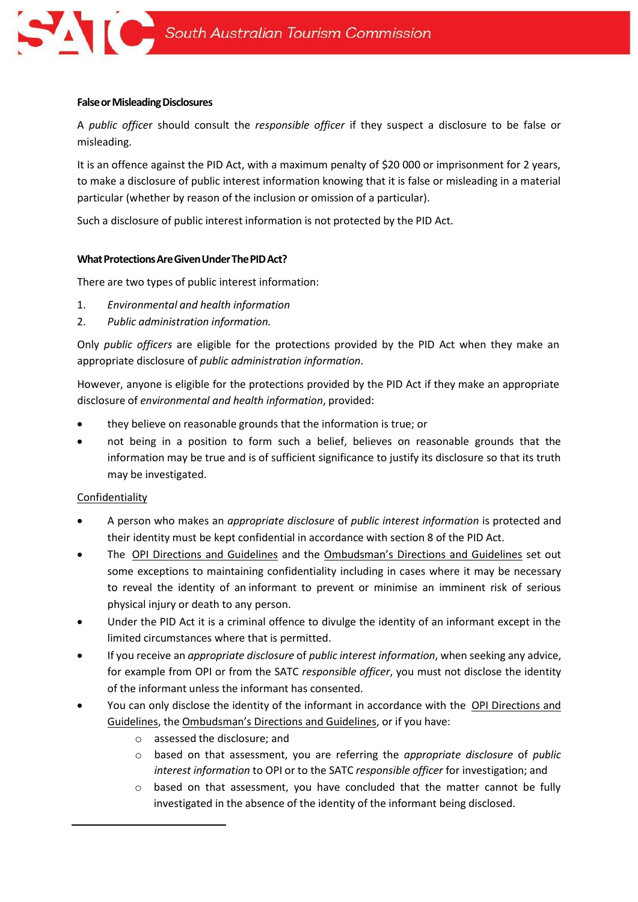**False or Misleading Disclosures**

A *public officer* should consult the *responsible officer* if they suspect a disclosure to be false or misleading.

It is an offence against the PID Act, with a maximum penalty of $20 000 or imprisonment for 2 years, to make a disclosure of public interest information knowing that it is false or misleading in a material particular (whether by reason of the inclusion or omission of a particular).

Such a disclosure of public interest information is not protected by the PID Act.

**What Protections Are Given Under The PID Act?**

There are two types of public interest information:

1. *Environmental and health information*
2. *Public administration information.*

Only *public officers* are eligible for the protections provided by the PID Act when they make an appropriate disclosure of *public administration information*.

However, anyone is eligible for the protections provided by the PID Act if they make an appropriate disclosure of *environmental and health information*, provided:

- they believe on reasonable grounds that the information is true; or
- not being in a position to form such a belief, believes on reasonable grounds that the information may be true and is of sufficient significance to justify its disclosure so that its truth may be investigated.

Confidentiality

- A person who makes an *appropriate disclosure* of *public interest information* is protected and their identity must be kept confidential in accordance with section 8 of the PID Act.
- The OPI Directions and Guidelines and the Ombudsman's Directions and Guidelines set out some exceptions to maintaining confidentiality including in cases where it may be necessary to reveal the identity of an informant to prevent or minimise an imminent risk of serious physical injury or death to any person.
- Under the PID Act it is a criminal offence to divulge the identity of an informant except in the limited circumstances where that is permitted.
- If you receive an *appropriate disclosure* of *public interest information*, when seeking any advice, for example from OPI or from the SATC *responsible officer*, you must not disclose the identity of the informant unless the informant has consented.
- You can only disclose the identity of the informant in accordance with the OPI Directions and Guidelines, the Ombudsman's Directions and Guidelines, or if you have:
  - assessed the disclosure; and
  - based on that assessment, you are referring the *appropriate disclosure* of *public interest information* to OPI or to the SATC *responsible officer* for investigation; and
  - based on that assessment, you have concluded that the matter cannot be fully investigated in the absence of the identity of the informant being disclosed.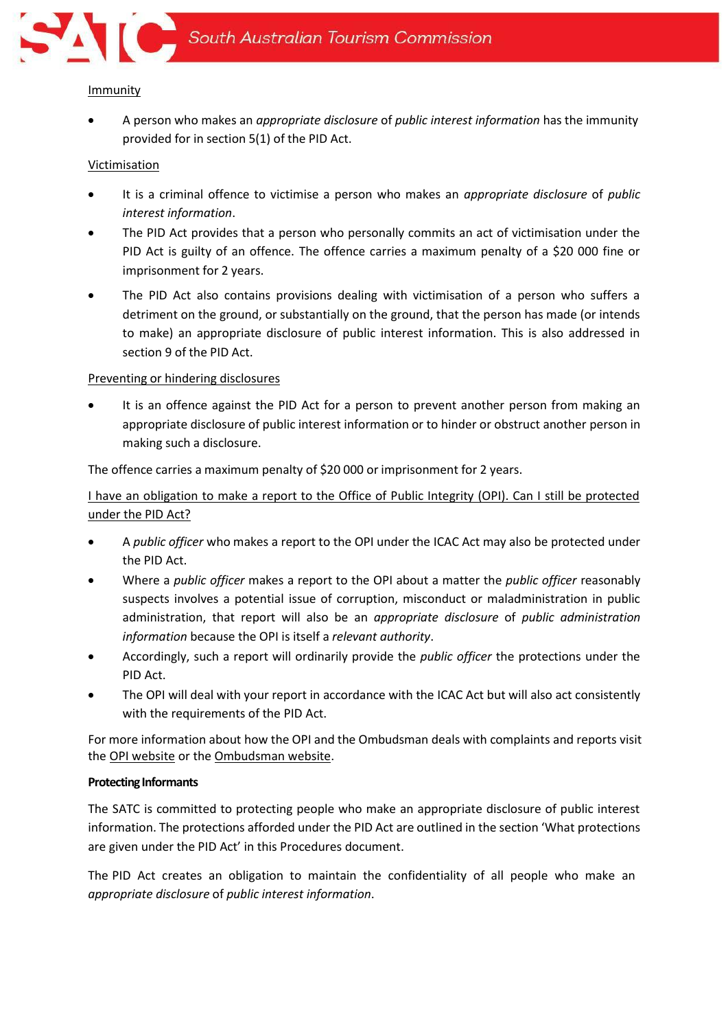Immunity

- A person who makes an *appropriate disclosure* of *public interest information* has the immunity provided for in section 5(1) of the PID Act.

Victimisation

- It is a criminal offence to victimise a person who makes an *appropriate disclosure* of *public interest information*.
- The PID Act provides that a person who personally commits an act of victimisation under the PID Act is guilty of an offence. The offence carries a maximum penalty of a $20 000 fine or imprisonment for 2 years.
- The PID Act also contains provisions dealing with victimisation of a person who suffers a detriment on the ground, or substantially on the ground, that the person has made (or intends to make) an appropriate disclosure of public interest information. This is also addressed in section 9 of the PID Act.

Preventing or hindering disclosures

- It is an offence against the PID Act for a person to prevent another person from making an appropriate disclosure of public interest information or to hinder or obstruct another person in making such a disclosure.

The offence carries a maximum penalty of $20 000 or imprisonment for 2 years.

I have an obligation to make a report to the Office of Public Integrity (OPI). Can I still be protected under the PID Act?

- A *public officer* who makes a report to the OPI under the ICAC Act may also be protected under the PID Act.
- Where a *public officer* makes a report to the OPI about a matter the *public officer* reasonably suspects involves a potential issue of corruption, misconduct or maladministration in public administration, that report will also be an *appropriate disclosure* of *public administration information* because the OPI is itself a *relevant authority*.
- Accordingly, such a report will ordinarily provide the *public officer* the protections under the PID Act.
- The OPI will deal with your report in accordance with the ICAC Act but will also act consistently with the requirements of the PID Act.

For more information about how the OPI and the Ombudsman deals with complaints and reports visit the OPI website or the Ombudsman website.

**Protecting Informants**

The SATC is committed to protecting people who make an appropriate disclosure of public interest information. The protections afforded under the PID Act are outlined in the section 'What protections are given under the PID Act' in this Procedures document.

The PID Act creates an obligation to maintain the confidentiality of all people who make an *appropriate disclosure* of *public interest information*.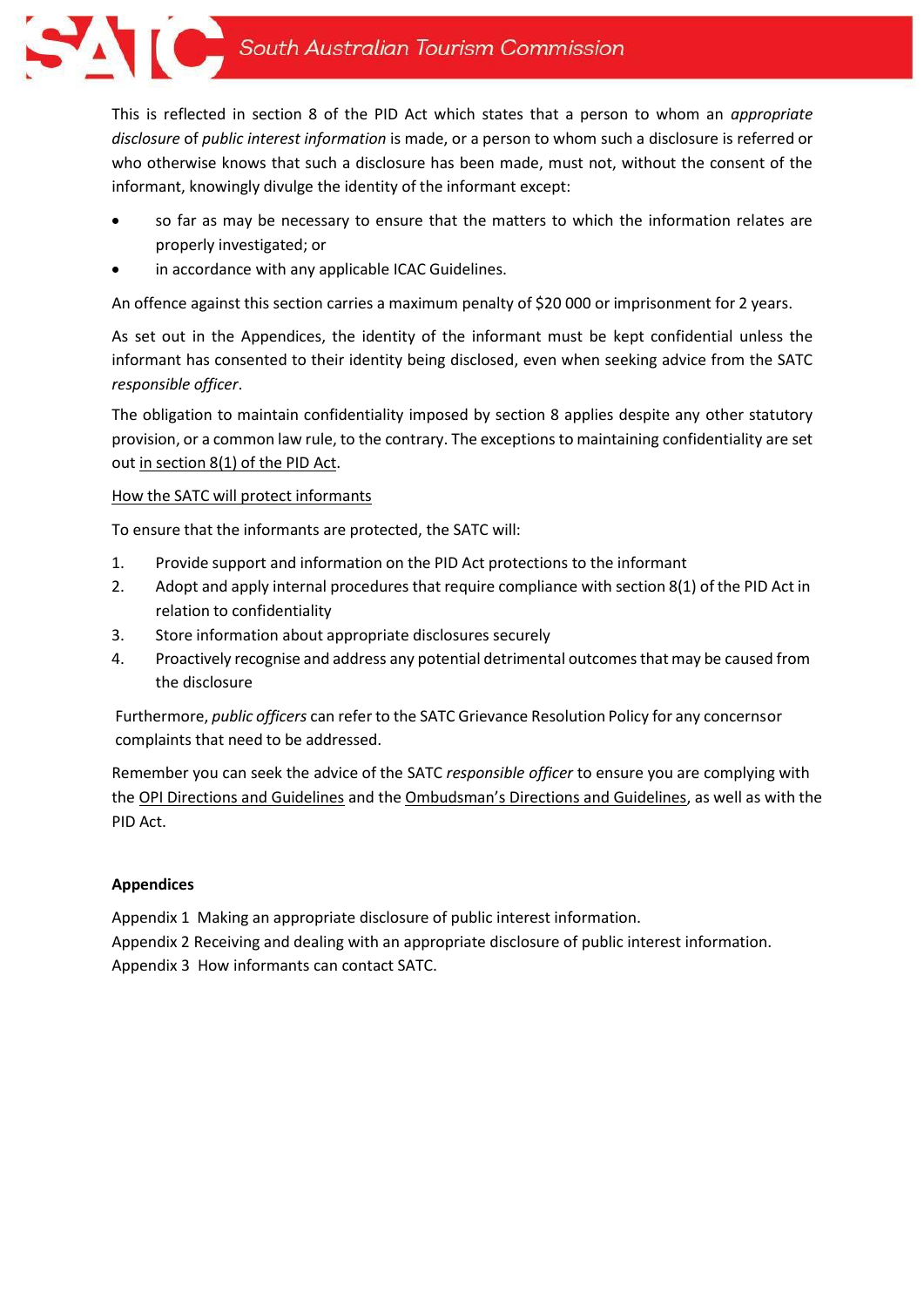This is reflected in section 8 of the PID Act which states that a person to whom an *appropriate disclosure* of *public interest information* is made, or a person to whom such a disclosure is referred or who otherwise knows that such a disclosure has been made, must not, without the consent of the informant, knowingly divulge the identity of the informant except:

- so far as may be necessary to ensure that the matters to which the information relates are properly investigated; or
- in accordance with any applicable ICAC Guidelines.

An offence against this section carries a maximum penalty of $20 000 or imprisonment for 2 years.

As set out in the Appendices, the identity of the informant must be kept confidential unless the informant has consented to their identity being disclosed, even when seeking advice from the SATC *responsible officer*.

The obligation to maintain confidentiality imposed by section 8 applies despite any other statutory provision, or a common law rule, to the contrary. The exceptions to maintaining confidentiality are set out in section 8(1) of the PID Act.

How the SATC will protect informants

To ensure that the informants are protected, the SATC will:

1. Provide support and information on the PID Act protections to the informant
2. Adopt and apply internal procedures that require compliance with section 8(1) of the PID Act in relation to confidentiality
3. Store information about appropriate disclosures securely
4. Proactively recognise and address any potential detrimental outcomes that may be caused from the disclosure

Furthermore, *public officers* can refer to the SATC Grievance Resolution Policy for any concernsor complaints that need to be addressed.

Remember you can seek the advice of the SATC *responsible officer* to ensure you are complying with the OPI Directions and Guidelines and the Ombudsman's Directions and Guidelines, as well as with the PID Act.

**Appendices**

Appendix 1 Making an appropriate disclosure of public interest information.
Appendix 2 Receiving and dealing with an appropriate disclosure of public interest information.
Appendix 3 How informants can contact SATC.